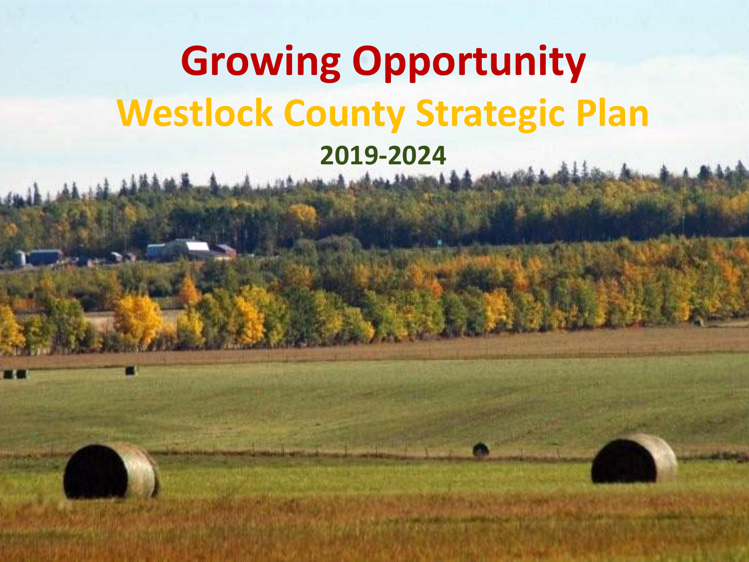# Growing Opportunity

## Westlock County Strategic Plan

### 2019-2024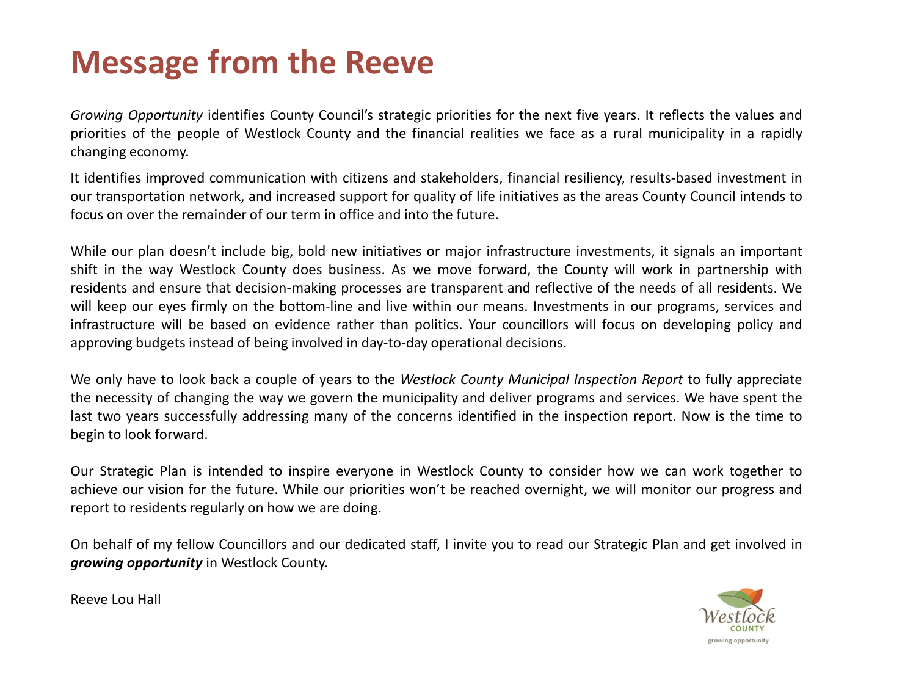# Message from the Reeve

*Growing Opportunity* identifies County Council's strategic priorities for the next five years. It reflects the values and priorities of the people of Westlock County and the financial realities we face as a rural municipality in a rapidly changing economy.

It identifies improved communication with citizens and stakeholders, financial resiliency, results-based investment in our transportation network, and increased support for quality of life initiatives as the areas County Council intends to focus on over the remainder of our term in office and into the future.

While our plan doesn't include big, bold new initiatives or major infrastructure investments, it signals an important shift in the way Westlock County does business. As we move forward, the County will work in partnership with residents and ensure that decision-making processes are transparent and reflective of the needs of all residents. We will keep our eyes firmly on the bottom-line and live within our means. Investments in our programs, services and infrastructure will be based on evidence rather than politics. Your councillors will focus on developing policy and approving budgets instead of being involved in day-to-day operational decisions.

We only have to look back a couple of years to the *Westlock County Municipal Inspection Report* to fully appreciate the necessity of changing the way we govern the municipality and deliver programs and services. We have spent the last two years successfully addressing many of the concerns identified in the inspection report. Now is the time to begin to look forward.

Our Strategic Plan is intended to inspire everyone in Westlock County to consider how we can work together to achieve our vision for the future. While our priorities won't be reached overnight, we will monitor our progress and report to residents regularly on how we are doing.

On behalf of my fellow Councillors and our dedicated staff, I invite you to read our Strategic Plan and get involved in ***growing opportunity*** in Westlock County.

Reeve Lou Hall

Westlock
COUNTY
growing opportunity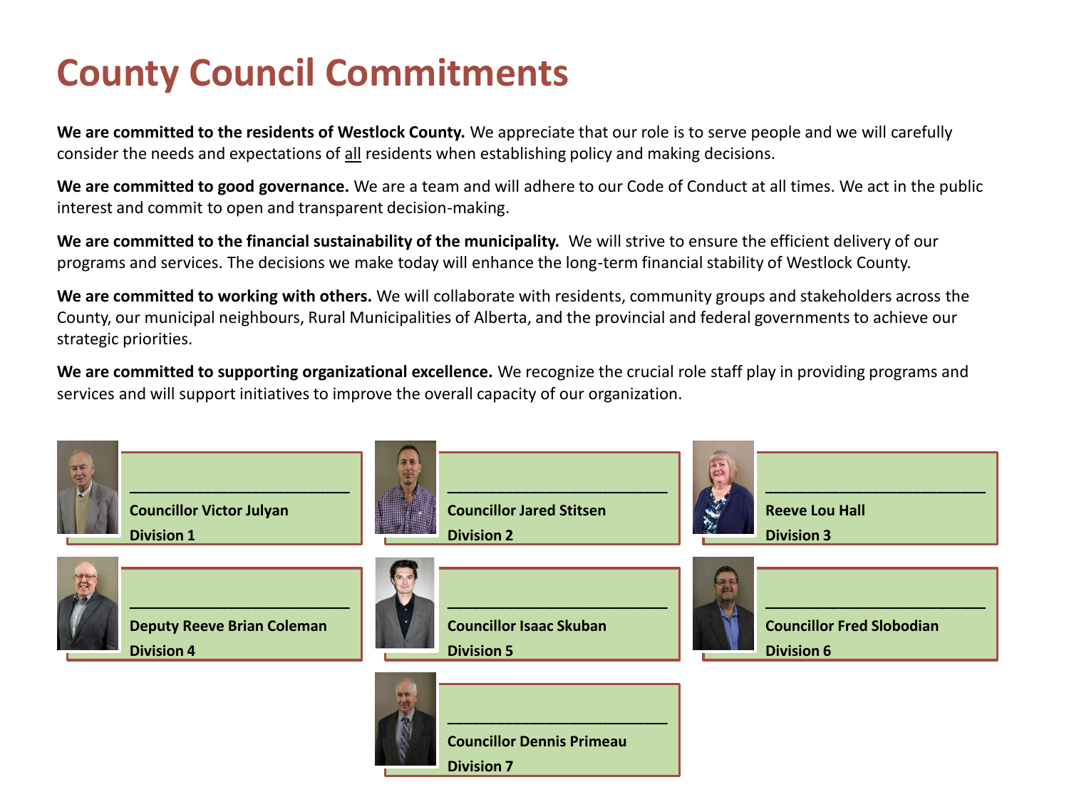# County Council Commitments

**We are committed to the residents of Westlock County.** We appreciate that our role is to serve people and we will carefully consider the needs and expectations of all residents when establishing policy and making decisions.

**We are committed to good governance.** We are a team and will adhere to our Code of Conduct at all times. We act in the public interest and commit to open and transparent decision-making.

**We are committed to the financial sustainability of the municipality.** We will strive to ensure the efficient delivery of our programs and services. The decisions we make today will enhance the long-term financial stability of Westlock County.

**We are committed to working with others.** We will collaborate with residents, community groups and stakeholders across the County, our municipal neighbours, Rural Municipalities of Alberta, and the provincial and federal governments to achieve our strategic priorities.

**We are committed to supporting organizational excellence.** We recognize the crucial role staff play in providing programs and services and will support initiatives to improve the overall capacity of our organization.

\_\_\_\_\_\_\_\_\_\_\_\_\_\_\_\_\_\_\_\_\_\_\_\_\_\_\_\_

**Councillor Victor Julyan**
**Division 1**

\_\_\_\_\_\_\_\_\_\_\_\_\_\_\_\_\_\_\_\_\_\_\_\_\_\_\_\_

**Councillor Jared Stitsen**
**Division 2**

\_\_\_\_\_\_\_\_\_\_\_\_\_\_\_\_\_\_\_\_\_\_\_\_\_\_\_\_

**Reeve Lou Hall**
**Division 3**

\_\_\_\_\_\_\_\_\_\_\_\_\_\_\_\_\_\_\_\_\_\_\_\_\_\_\_\_

**Deputy Reeve Brian Coleman**
**Division 4**

\_\_\_\_\_\_\_\_\_\_\_\_\_\_\_\_\_\_\_\_\_\_\_\_\_\_\_\_

**Councillor Isaac Skuban**
**Division 5**

\_\_\_\_\_\_\_\_\_\_\_\_\_\_\_\_\_\_\_\_\_\_\_\_\_\_\_\_

**Councillor Fred Slobodian**
**Division 6**

\_\_\_\_\_\_\_\_\_\_\_\_\_\_\_\_\_\_\_\_\_\_\_\_\_\_\_\_

**Councillor Dennis Primeau**
**Division 7**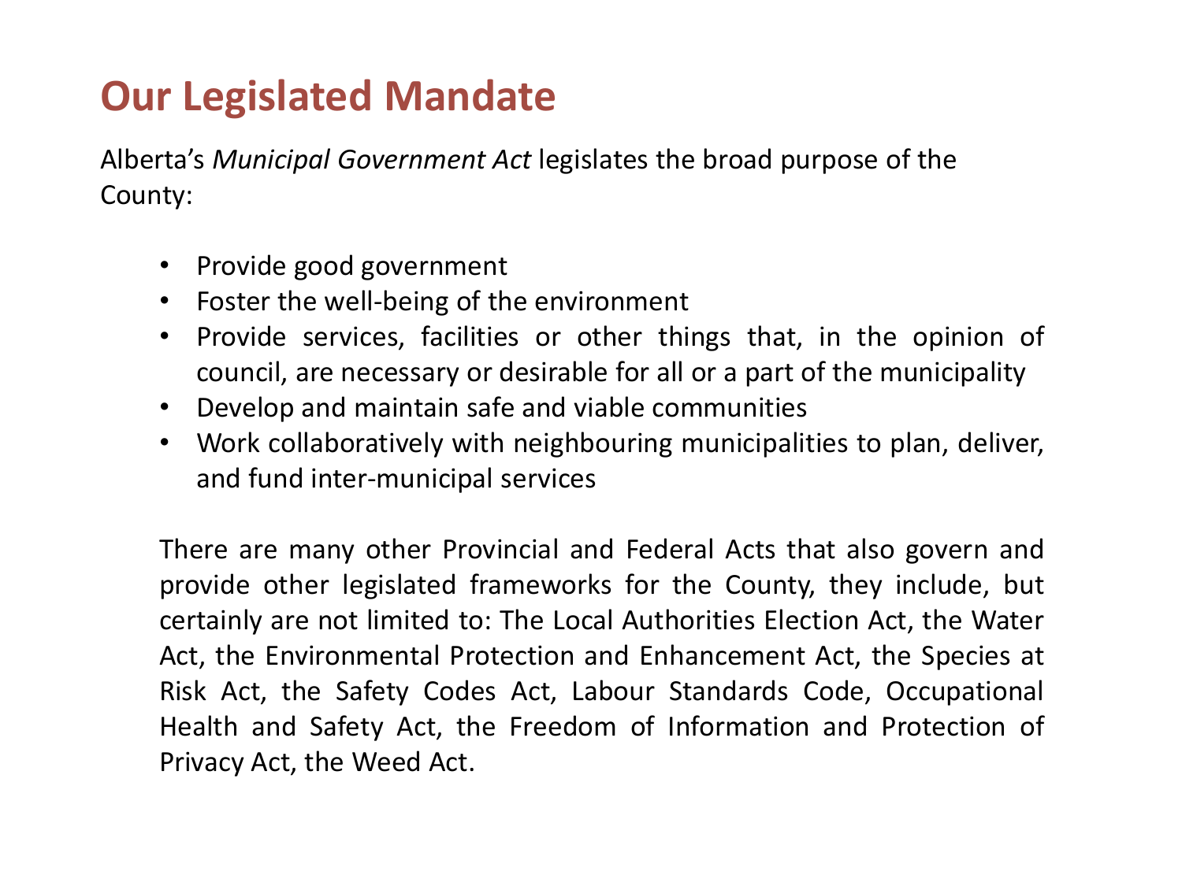# Our Legislated Mandate

Alberta's *Municipal Government Act* legislates the broad purpose of the County:

- Provide good government
- Foster the well-being of the environment
- Provide services, facilities or other things that, in the opinion of council, are necessary or desirable for all or a part of the municipality
- Develop and maintain safe and viable communities
- Work collaboratively with neighbouring municipalities to plan, deliver, and fund inter-municipal services

There are many other Provincial and Federal Acts that also govern and provide other legislated frameworks for the County, they include, but certainly are not limited to: The Local Authorities Election Act, the Water Act, the Environmental Protection and Enhancement Act, the Species at Risk Act, the Safety Codes Act, Labour Standards Code, Occupational Health and Safety Act, the Freedom of Information and Protection of Privacy Act, the Weed Act.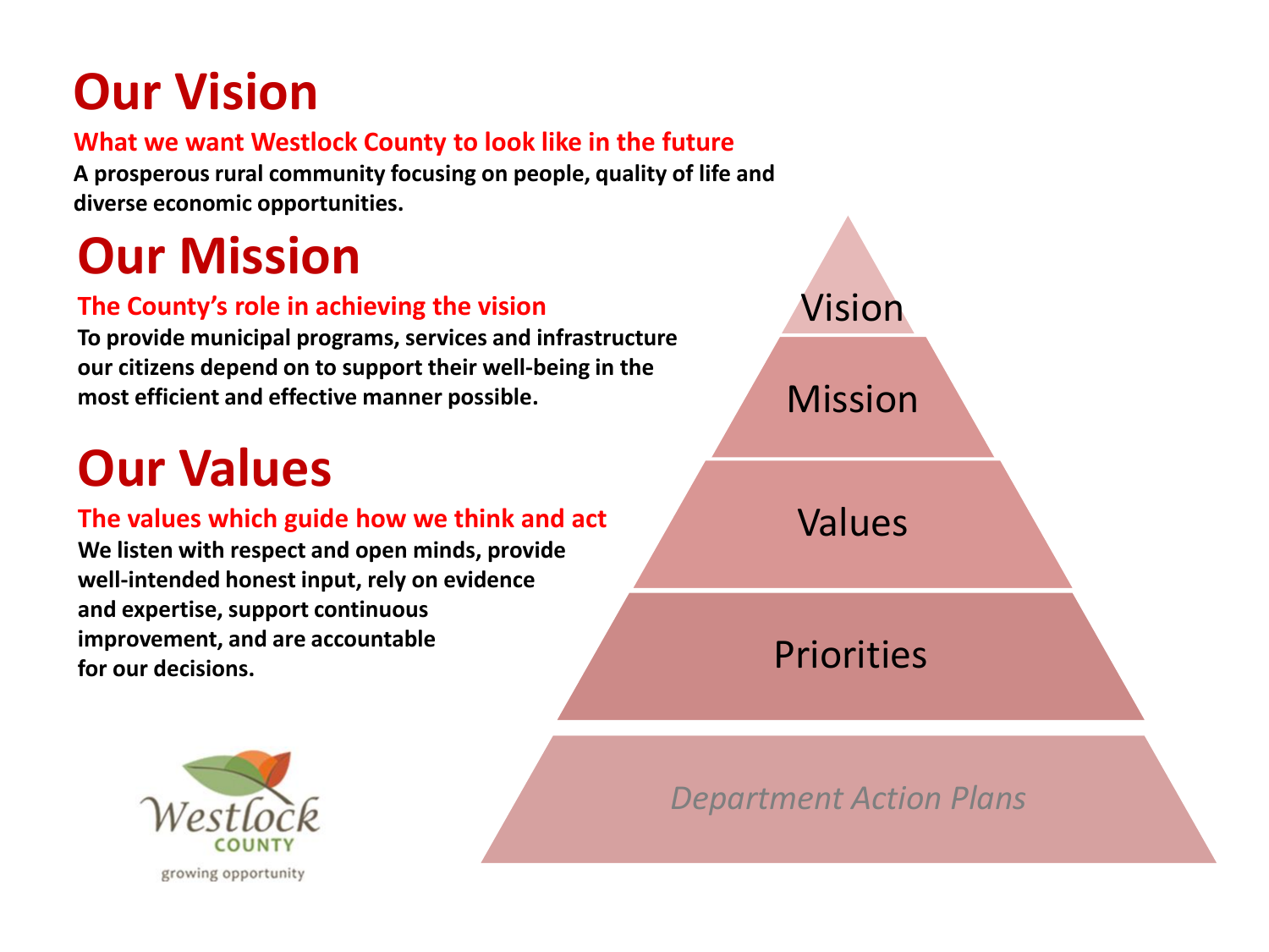# Our Vision

**What we want Westlock County to look like in the future**

**A prosperous rural community focusing on people, quality of life and diverse economic opportunities.**

# Our Mission

**The County's role in achieving the vision**

**To provide municipal programs, services and infrastructure our citizens depend on to support their well-being in the most efficient and effective manner possible.**

# Our Values

**The values which guide how we think and act**

**We listen with respect and open minds, provide well-intended honest input, rely on evidence and expertise, support continuous improvement, and are accountable for our decisions.**

Vision

Mission

Values

Priorities

*Department Action Plans*

Westlock COUNTY

growing opportunity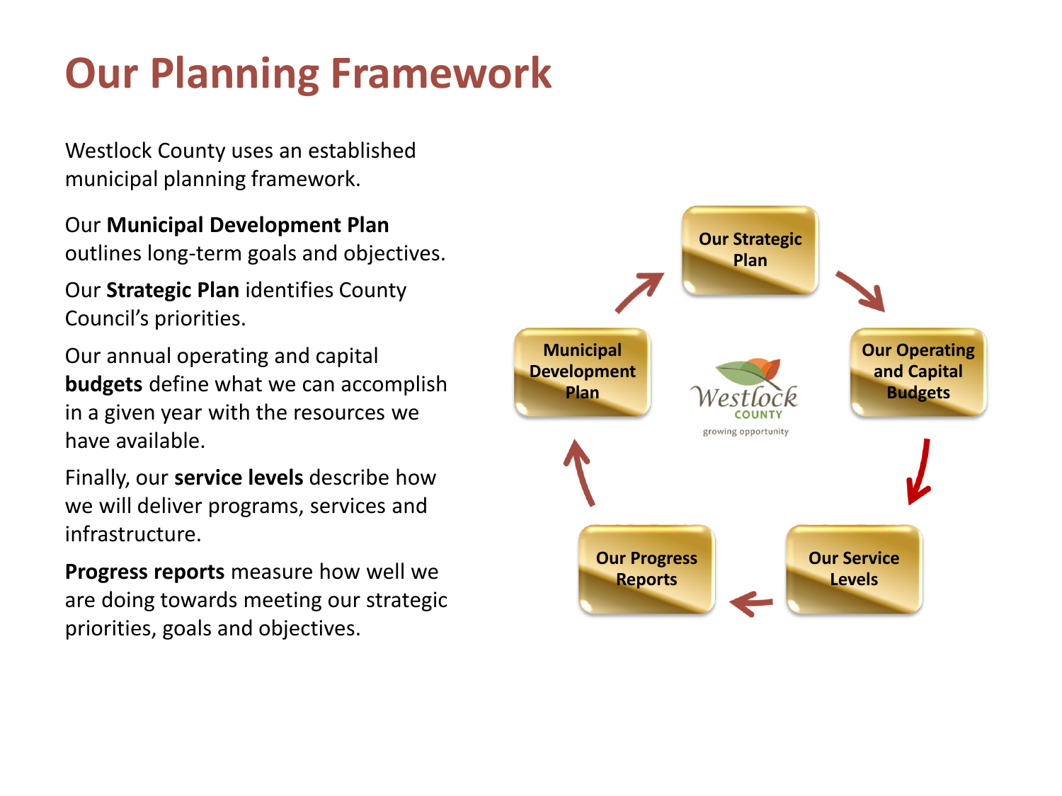# Our Planning Framework

Westlock County uses an established municipal planning framework.

Our **Municipal Development Plan** outlines long-term goals and objectives.

Our **Strategic Plan** identifies County Council's priorities.

Our annual operating and capital **budgets** define what we can accomplish in a given year with the resources we have available.

Finally, our **service levels** describe how we will deliver programs, services and infrastructure.

**Progress reports** measure how well we are doing towards meeting our strategic priorities, goals and objectives.

Our Strategic Plan → Our Operating and Capital Budgets → Our Service Levels → Our Progress Reports → Municipal Development Plan → Our Strategic Plan

Westlock COUNTY
growing opportunity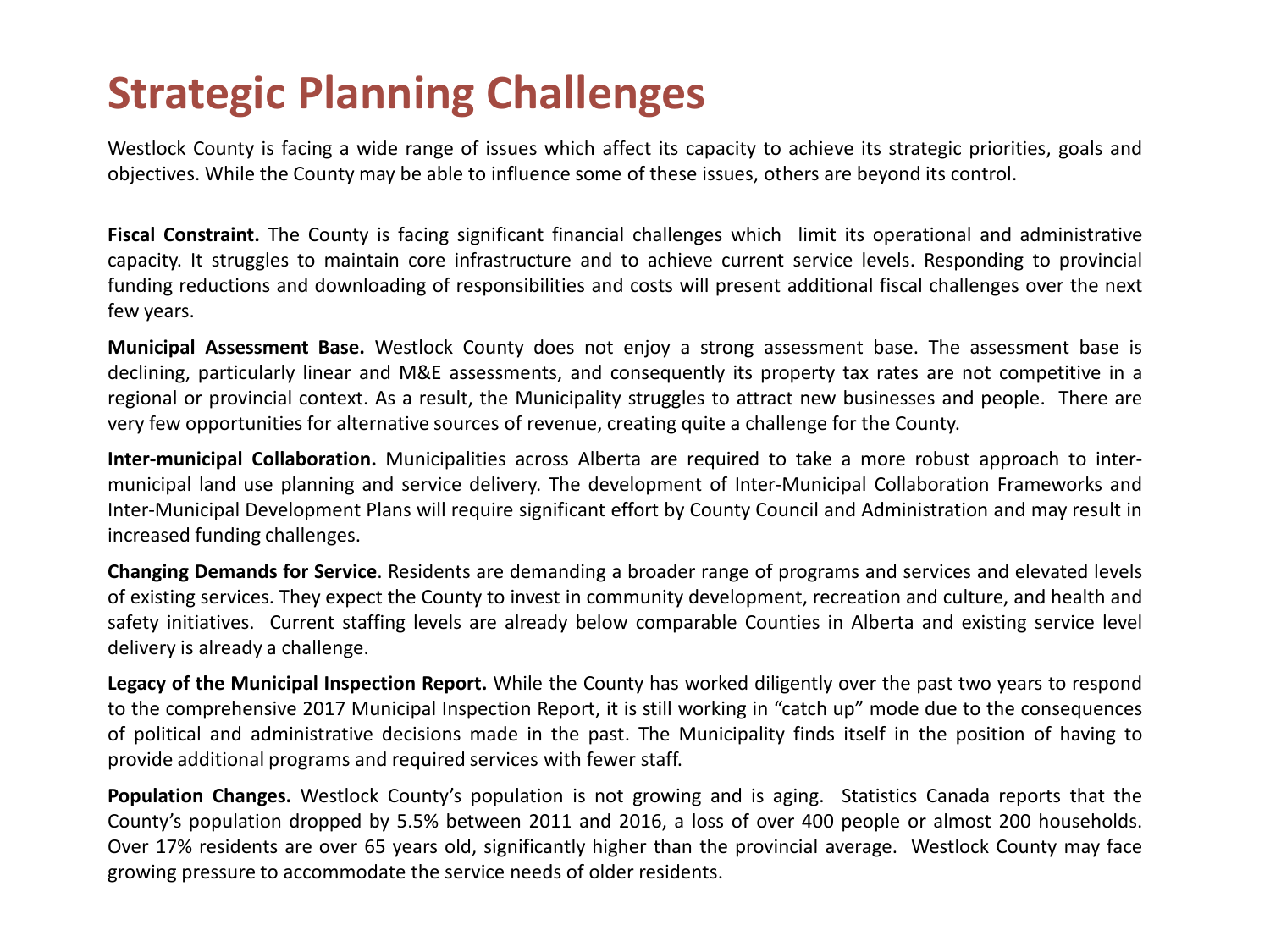# Strategic Planning Challenges

Westlock County is facing a wide range of issues which affect its capacity to achieve its strategic priorities, goals and objectives. While the County may be able to influence some of these issues, others are beyond its control.

**Fiscal Constraint.** The County is facing significant financial challenges which limit its operational and administrative capacity. It struggles to maintain core infrastructure and to achieve current service levels. Responding to provincial funding reductions and downloading of responsibilities and costs will present additional fiscal challenges over the next few years.

**Municipal Assessment Base.** Westlock County does not enjoy a strong assessment base. The assessment base is declining, particularly linear and M&E assessments, and consequently its property tax rates are not competitive in a regional or provincial context. As a result, the Municipality struggles to attract new businesses and people. There are very few opportunities for alternative sources of revenue, creating quite a challenge for the County.

**Inter-municipal Collaboration.** Municipalities across Alberta are required to take a more robust approach to inter-municipal land use planning and service delivery. The development of Inter-Municipal Collaboration Frameworks and Inter-Municipal Development Plans will require significant effort by County Council and Administration and may result in increased funding challenges.

**Changing Demands for Service**. Residents are demanding a broader range of programs and services and elevated levels of existing services. They expect the County to invest in community development, recreation and culture, and health and safety initiatives. Current staffing levels are already below comparable Counties in Alberta and existing service level delivery is already a challenge.

**Legacy of the Municipal Inspection Report.** While the County has worked diligently over the past two years to respond to the comprehensive 2017 Municipal Inspection Report, it is still working in "catch up" mode due to the consequences of political and administrative decisions made in the past. The Municipality finds itself in the position of having to provide additional programs and required services with fewer staff.

**Population Changes.** Westlock County's population is not growing and is aging. Statistics Canada reports that the County's population dropped by 5.5% between 2011 and 2016, a loss of over 400 people or almost 200 households. Over 17% residents are over 65 years old, significantly higher than the provincial average. Westlock County may face growing pressure to accommodate the service needs of older residents.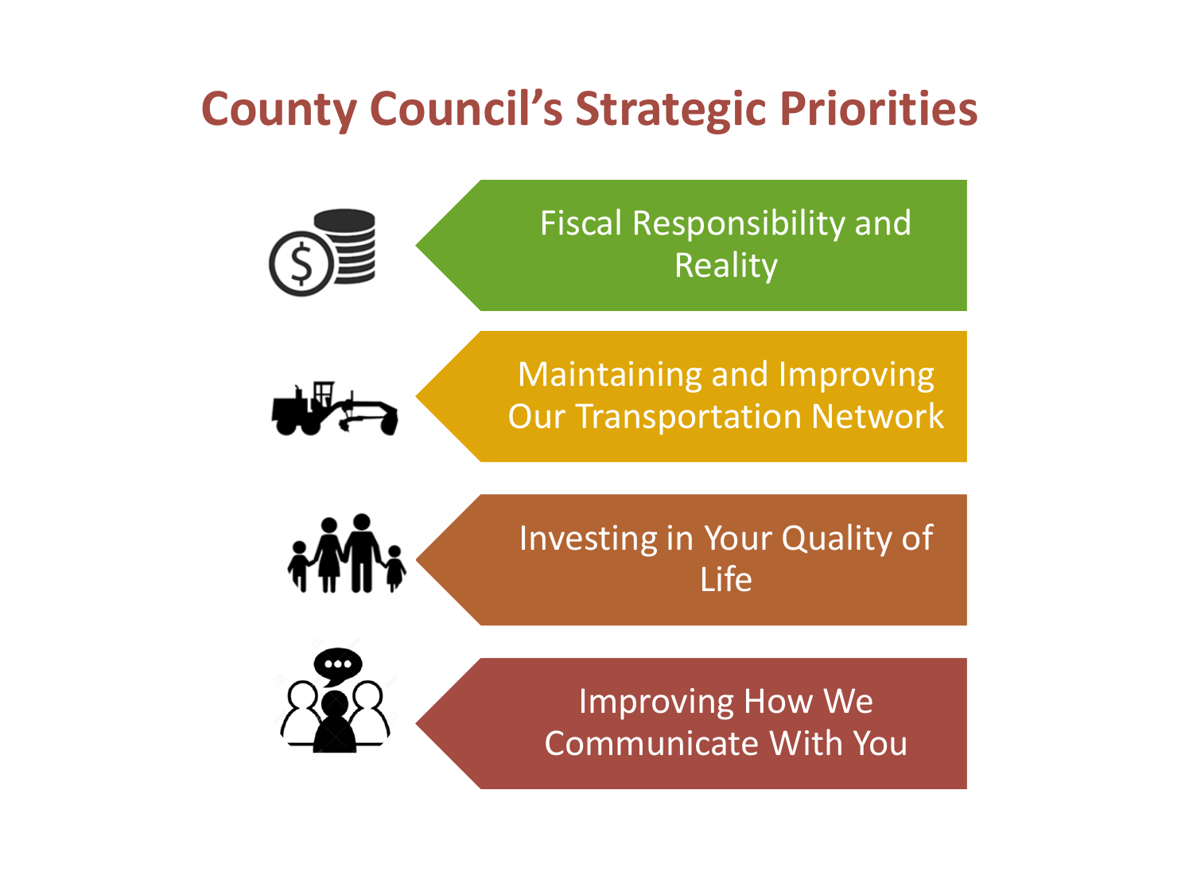# County Council's Strategic Priorities

- Fiscal Responsibility and Reality
- Maintaining and Improving Our Transportation Network
- Investing in Your Quality of Life
- Improving How We Communicate With You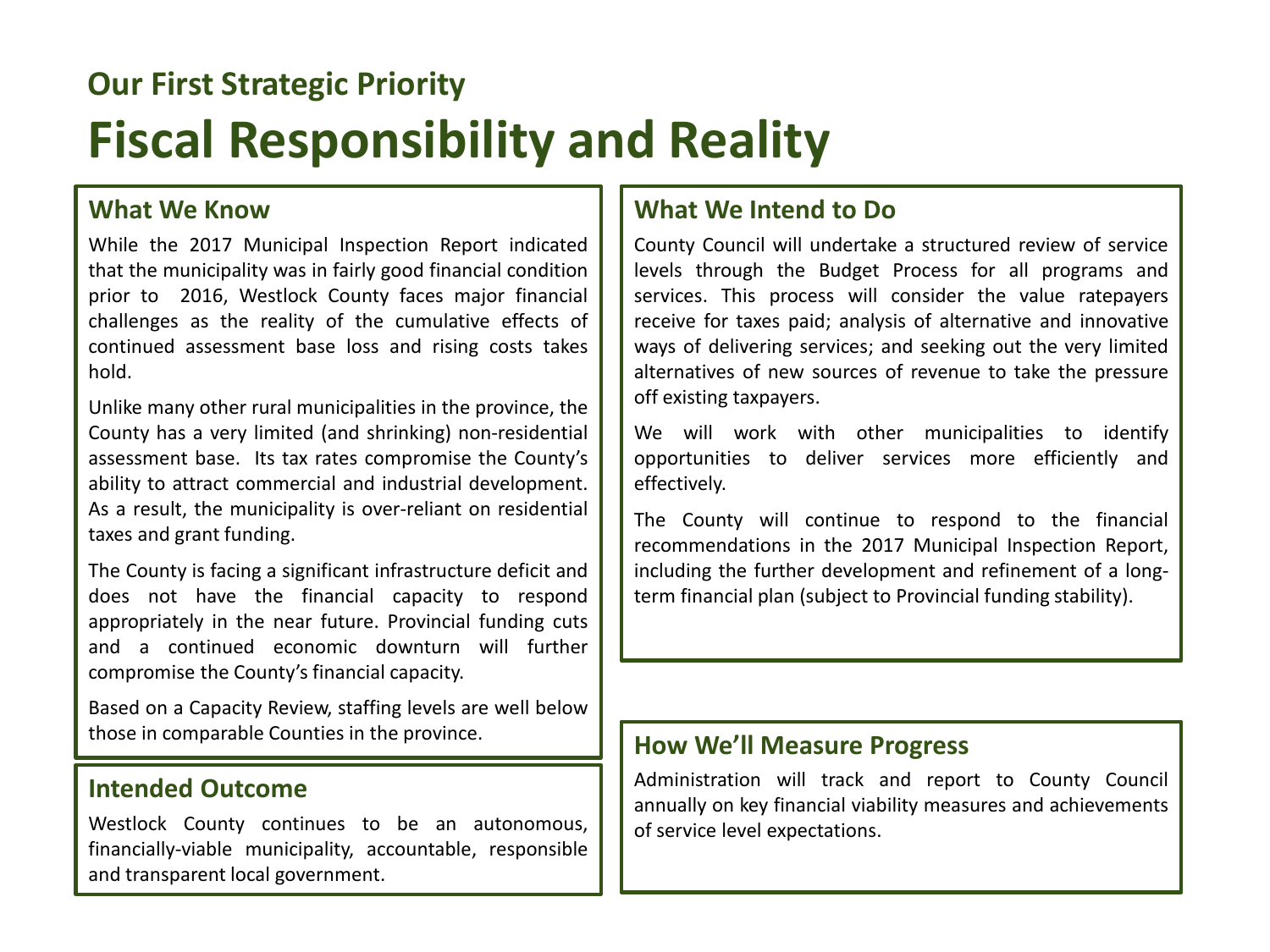## Our First Strategic Priority

# Fiscal Responsibility and Reality

### What We Know

While the 2017 Municipal Inspection Report indicated that the municipality was in fairly good financial condition prior to 2016, Westlock County faces major financial challenges as the reality of the cumulative effects of continued assessment base loss and rising costs takes hold.

Unlike many other rural municipalities in the province, the County has a very limited (and shrinking) non-residential assessment base. Its tax rates compromise the County's ability to attract commercial and industrial development. As a result, the municipality is over-reliant on residential taxes and grant funding.

The County is facing a significant infrastructure deficit and does not have the financial capacity to respond appropriately in the near future. Provincial funding cuts and a continued economic downturn will further compromise the County's financial capacity.

Based on a Capacity Review, staffing levels are well below those in comparable Counties in the province.

### Intended Outcome

Westlock County continues to be an autonomous, financially-viable municipality, accountable, responsible and transparent local government.

### What We Intend to Do

County Council will undertake a structured review of service levels through the Budget Process for all programs and services. This process will consider the value ratepayers receive for taxes paid; analysis of alternative and innovative ways of delivering services; and seeking out the very limited alternatives of new sources of revenue to take the pressure off existing taxpayers.

We will work with other municipalities to identify opportunities to deliver services more efficiently and effectively.

The County will continue to respond to the financial recommendations in the 2017 Municipal Inspection Report, including the further development and refinement of a long-term financial plan (subject to Provincial funding stability).

### How We'll Measure Progress

Administration will track and report to County Council annually on key financial viability measures and achievements of service level expectations.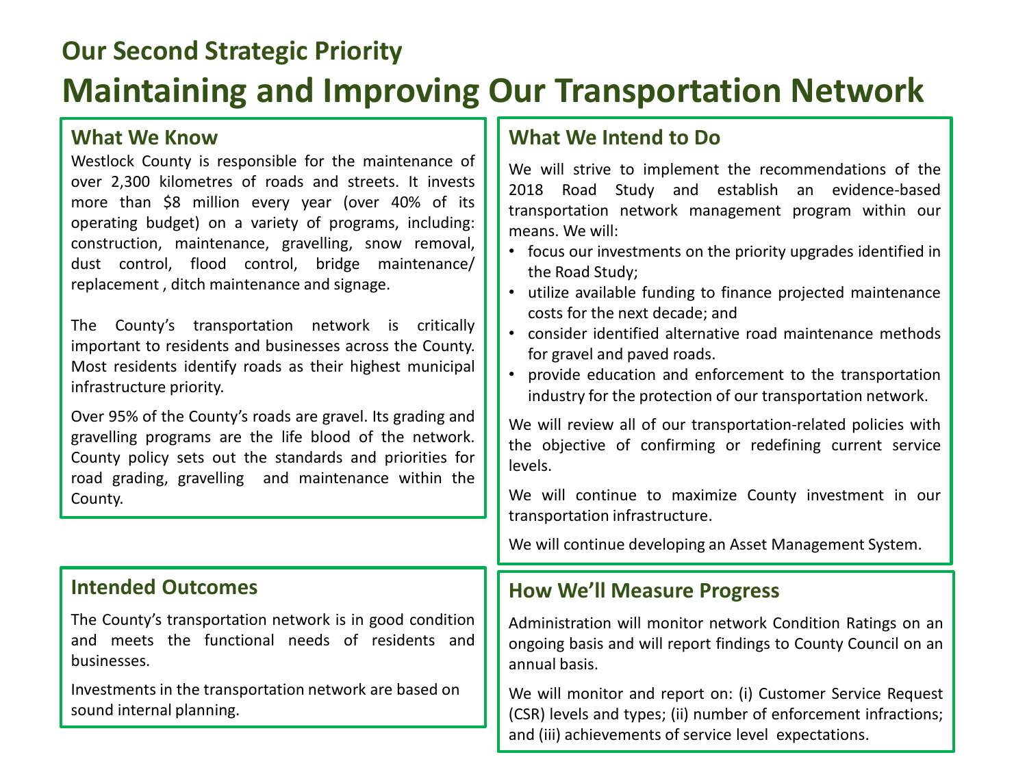## Our Second Strategic Priority

# Maintaining and Improving Our Transportation Network

### What We Know

Westlock County is responsible for the maintenance of over 2,300 kilometres of roads and streets. It invests more than $8 million every year (over 40% of its operating budget) on a variety of programs, including: construction, maintenance, gravelling, snow removal, dust control, flood control, bridge maintenance/ replacement , ditch maintenance and signage.

The County's transportation network is critically important to residents and businesses across the County. Most residents identify roads as their highest municipal infrastructure priority.

Over 95% of the County's roads are gravel. Its grading and gravelling programs are the life blood of the network. County policy sets out the standards and priorities for road grading, gravelling and maintenance within the County.

### Intended Outcomes

The County's transportation network is in good condition and meets the functional needs of residents and businesses.

Investments in the transportation network are based on sound internal planning.

### What We Intend to Do

We will strive to implement the recommendations of the 2018 Road Study and establish an evidence-based transportation network management program within our means. We will:

- focus our investments on the priority upgrades identified in the Road Study;
- utilize available funding to finance projected maintenance costs for the next decade; and
- consider identified alternative road maintenance methods for gravel and paved roads.
- provide education and enforcement to the transportation industry for the protection of our transportation network.

We will review all of our transportation-related policies with the objective of confirming or redefining current service levels.

We will continue to maximize County investment in our transportation infrastructure.

We will continue developing an Asset Management System.

### How We'll Measure Progress

Administration will monitor network Condition Ratings on an ongoing basis and will report findings to County Council on an annual basis.

We will monitor and report on: (i) Customer Service Request (CSR) levels and types; (ii) number of enforcement infractions; and (iii) achievements of service level expectations.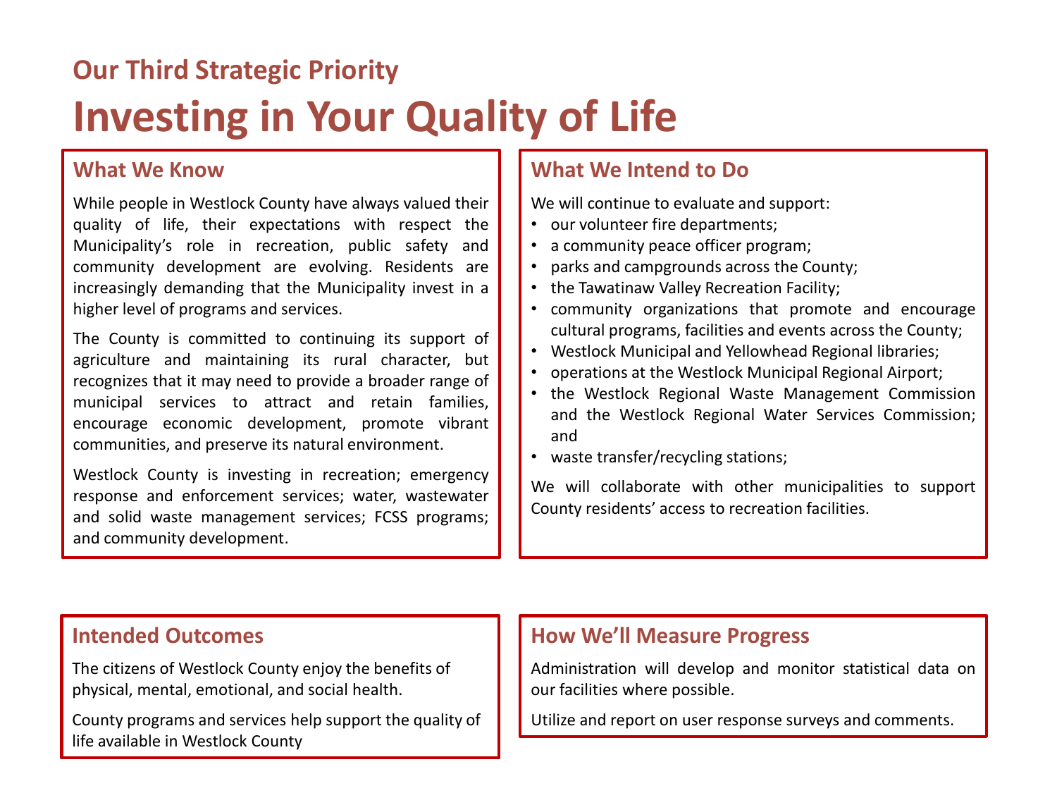### Our Third Strategic Priority

# Investing in Your Quality of Life

## What We Know

While people in Westlock County have always valued their quality of life, their expectations with respect the Municipality's role in recreation, public safety and community development are evolving. Residents are increasingly demanding that the Municipality invest in a higher level of programs and services.

The County is committed to continuing its support of agriculture and maintaining its rural character, but recognizes that it may need to provide a broader range of municipal services to attract and retain families, encourage economic development, promote vibrant communities, and preserve its natural environment.

Westlock County is investing in recreation; emergency response and enforcement services; water, wastewater and solid waste management services; FCSS programs; and community development.

## What We Intend to Do

We will continue to evaluate and support:

- our volunteer fire departments;
- a community peace officer program;
- parks and campgrounds across the County;
- the Tawatinaw Valley Recreation Facility;
- community organizations that promote and encourage cultural programs, facilities and events across the County;
- Westlock Municipal and Yellowhead Regional libraries;
- operations at the Westlock Municipal Regional Airport;
- the Westlock Regional Waste Management Commission and the Westlock Regional Water Services Commission; and
- waste transfer/recycling stations;

We will collaborate with other municipalities to support County residents' access to recreation facilities.

## Intended Outcomes

The citizens of Westlock County enjoy the benefits of physical, mental, emotional, and social health.

County programs and services help support the quality of life available in Westlock County

## How We'll Measure Progress

Administration will develop and monitor statistical data on our facilities where possible.

Utilize and report on user response surveys and comments.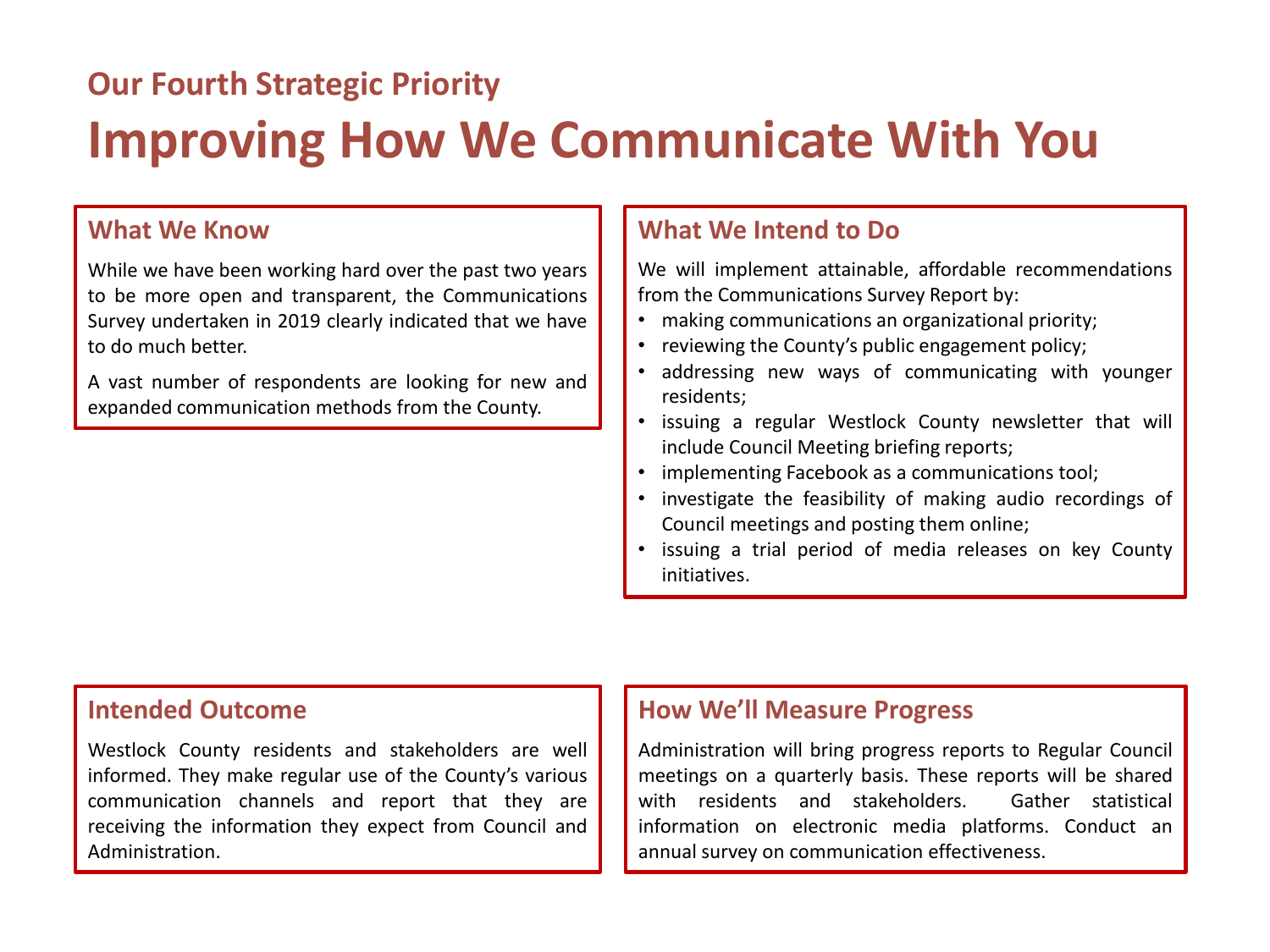## Our Fourth Strategic Priority

# Improving How We Communicate With You

### What We Know

While we have been working hard over the past two years to be more open and transparent, the Communications Survey undertaken in 2019 clearly indicated that we have to do much better.

A vast number of respondents are looking for new and expanded communication methods from the County.

### What We Intend to Do

We will implement attainable, affordable recommendations from the Communications Survey Report by:

- making communications an organizational priority;
- reviewing the County's public engagement policy;
- addressing new ways of communicating with younger residents;
- issuing a regular Westlock County newsletter that will include Council Meeting briefing reports;
- implementing Facebook as a communications tool;
- investigate the feasibility of making audio recordings of Council meetings and posting them online;
- issuing a trial period of media releases on key County initiatives.

### Intended Outcome

Westlock County residents and stakeholders are well informed. They make regular use of the County's various communication channels and report that they are receiving the information they expect from Council and Administration.

### How We'll Measure Progress

Administration will bring progress reports to Regular Council meetings on a quarterly basis. These reports will be shared with residents and stakeholders. Gather statistical information on electronic media platforms. Conduct an annual survey on communication effectiveness.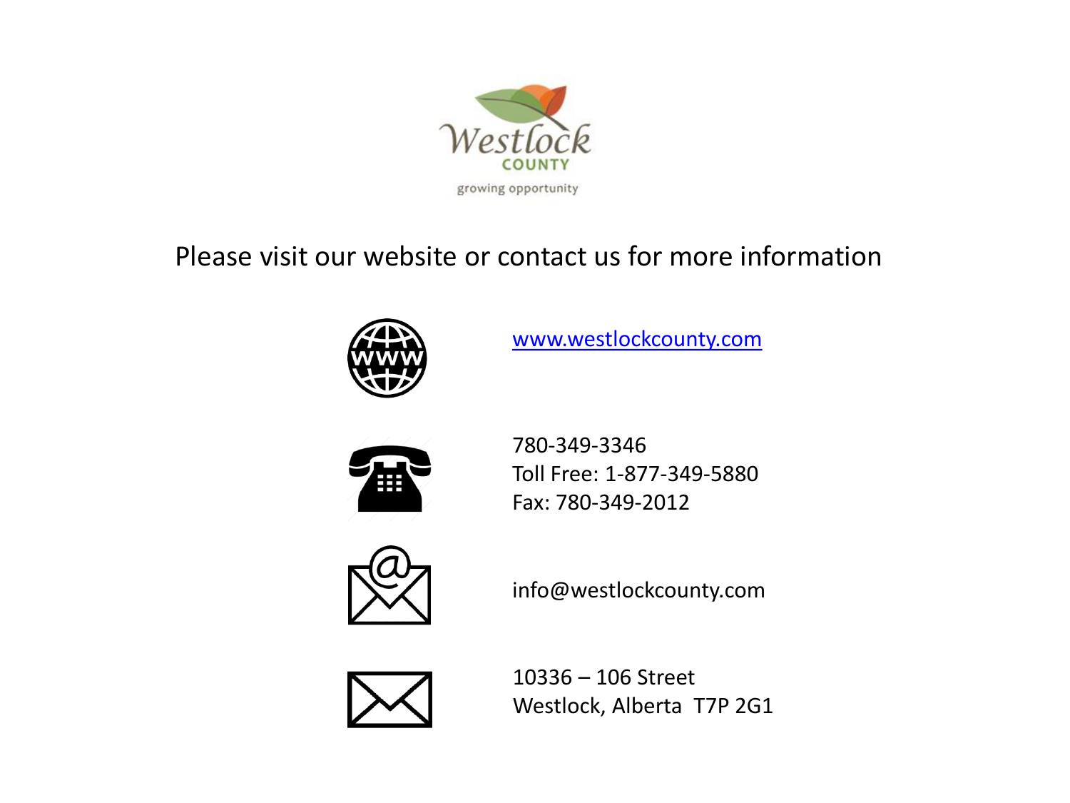Westlock COUNTY

growing opportunity

Please visit our website or contact us for more information

www.westlockcounty.com

780-349-3346
Toll Free: 1-877-349-5880
Fax: 780-349-2012

info@westlockcounty.com

10336 – 106 Street
Westlock, Alberta T7P 2G1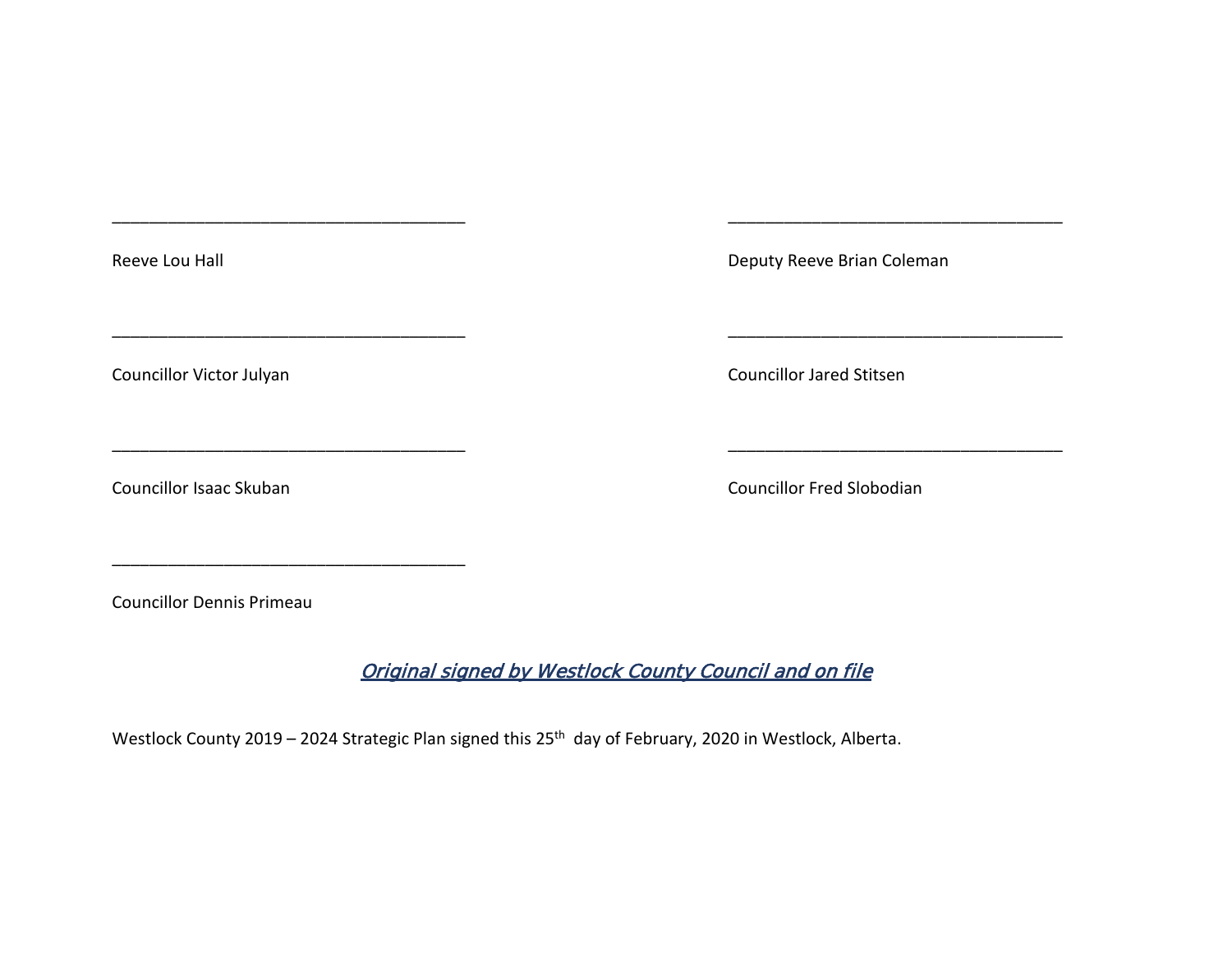\_\_\_\_\_\_\_\_\_\_\_\_\_\_\_\_\_\_\_\_\_\_\_\_\_\_\_\_\_\_\_\_\_\_\_\_\_\_

Reeve Lou Hall

\_\_\_\_\_\_\_\_\_\_\_\_\_\_\_\_\_\_\_\_\_\_\_\_\_\_\_\_\_\_\_\_\_\_\_\_\_\_

Deputy Reeve Brian Coleman

\_\_\_\_\_\_\_\_\_\_\_\_\_\_\_\_\_\_\_\_\_\_\_\_\_\_\_\_\_\_\_\_\_\_\_\_\_\_

Councillor Victor Julyan

\_\_\_\_\_\_\_\_\_\_\_\_\_\_\_\_\_\_\_\_\_\_\_\_\_\_\_\_\_\_\_\_\_\_\_\_\_\_

Councillor Jared Stitsen

\_\_\_\_\_\_\_\_\_\_\_\_\_\_\_\_\_\_\_\_\_\_\_\_\_\_\_\_\_\_\_\_\_\_\_\_\_\_

Councillor Isaac Skuban

\_\_\_\_\_\_\_\_\_\_\_\_\_\_\_\_\_\_\_\_\_\_\_\_\_\_\_\_\_\_\_\_\_\_\_\_\_\_

Councillor Fred Slobodian

\_\_\_\_\_\_\_\_\_\_\_\_\_\_\_\_\_\_\_\_\_\_\_\_\_\_\_\_\_\_\_\_\_\_\_\_\_\_

Councillor Dennis Primeau

*Original signed by Westlock County Council and on file*

Westlock County 2019 – 2024 Strategic Plan signed this 25th day of February, 2020 in Westlock, Alberta.